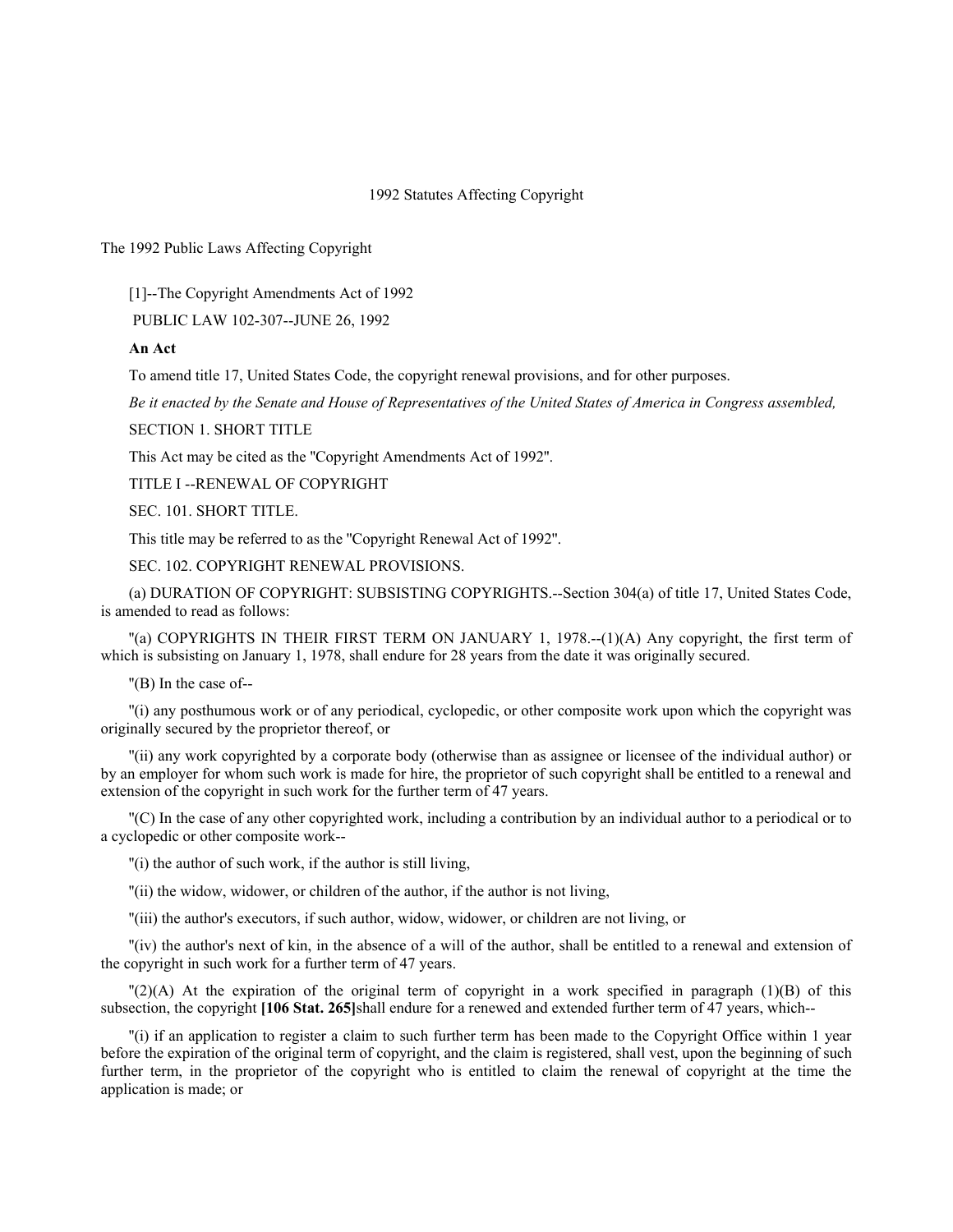# 1992 Statutes Affecting Copyright

The 1992 Public Laws Affecting Copyright

[1]--The Copyright Amendments Act of 1992

PUBLIC LAW 102-307--JUNE 26, 1992

**An Act**

To amend title 17, United States Code, the copyright renewal provisions, and for other purposes.

*Be it enacted by the Senate and House of Representatives of the United States of America in Congress assembled,*

SECTION 1. SHORT TITLE

This Act may be cited as the "Copyright Amendments Act of 1992".

TITLE I --RENEWAL OF COPYRIGHT

SEC. 101. SHORT TITLE.

This title may be referred to as the "Copyright Renewal Act of 1992".

SEC. 102. COPYRIGHT RENEWAL PROVISIONS.

(a) DURATION OF COPYRIGHT: SUBSISTING COPYRIGHTS.--Section 304(a) of title 17, United States Code, is amended to read as follows:

"(a) COPYRIGHTS IN THEIR FIRST TERM ON JANUARY 1, 1978.--(1)(A) Any copyright, the first term of which is subsisting on January 1, 1978, shall endure for 28 years from the date it was originally secured.

"(B) In the case of--

"(i) any posthumous work or of any periodical, cyclopedic, or other composite work upon which the copyright was originally secured by the proprietor thereof, or

"(ii) any work copyrighted by a corporate body (otherwise than as assignee or licensee of the individual author) or by an employer for whom such work is made for hire, the proprietor of such copyright shall be entitled to a renewal and extension of the copyright in such work for the further term of 47 years.

"(C) In the case of any other copyrighted work, including a contribution by an individual author to a periodical or to a cyclopedic or other composite work--

"(i) the author of such work, if the author is still living,

"(ii) the widow, widower, or children of the author, if the author is not living,

"(iii) the author's executors, if such author, widow, widower, or children are not living, or

"(iv) the author's next of kin, in the absence of a will of the author, shall be entitled to a renewal and extension of the copyright in such work for a further term of 47 years.

"(2)(A) At the expiration of the original term of copyright in a work specified in paragraph (1)(B) of this subsection, the copyright **[106 Stat. 265]** shall endure for a renewed and extended further term of 47 years, which--

"(i) if an application to register a claim to such further term has been made to the Copyright Office within 1 year before the expiration of the original term of copyright, and the claim is registered, shall vest, upon the beginning of such further term, in the proprietor of the copyright who is entitled to claim the renewal of copyright at the time the application is made; or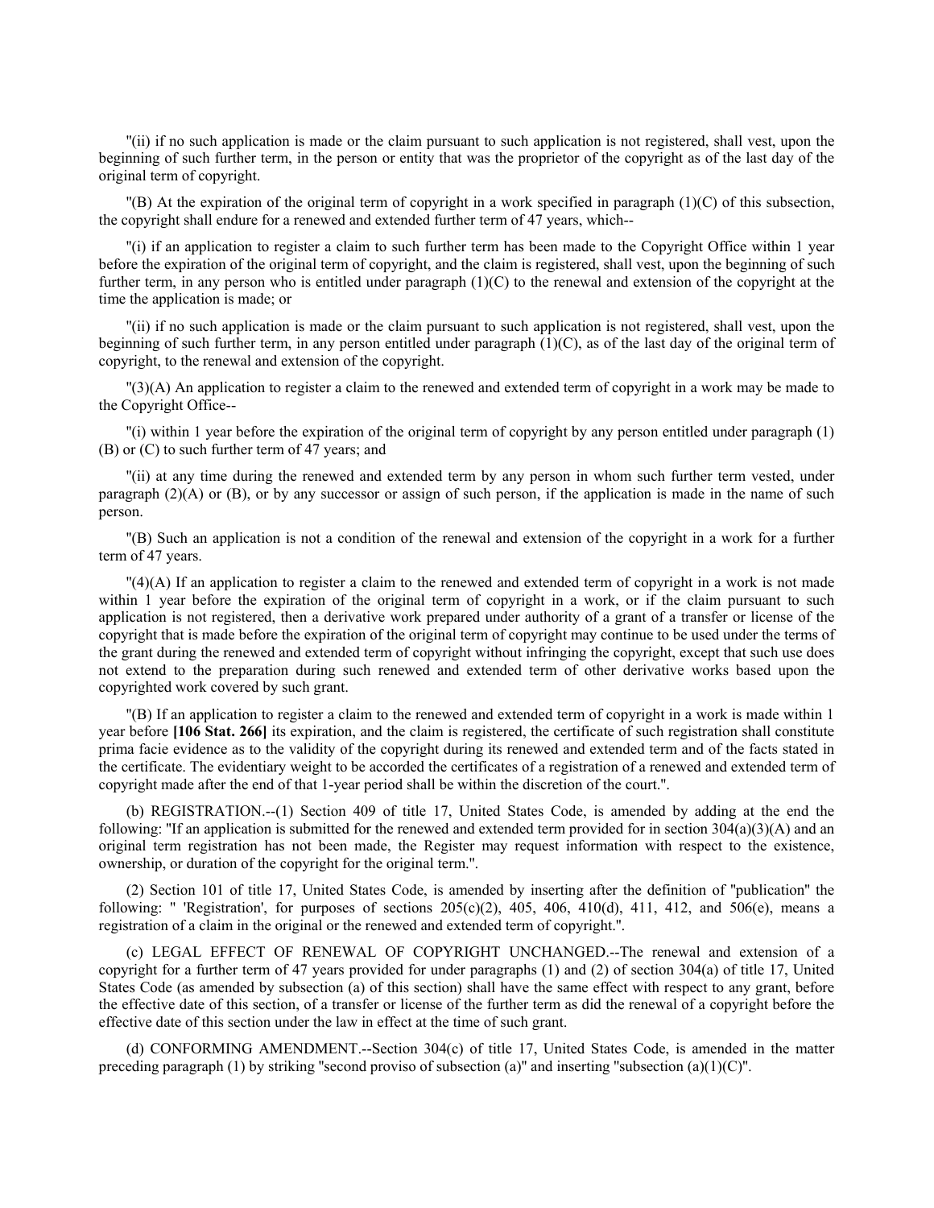"(ii) if no such application is made or the claim pursuant to such application is not registered, shall vest, upon the beginning of such further term, in the person or entity that was the proprietor of the copyright as of the last day of the original term of copyright.

"(B) At the expiration of the original term of copyright in a work specified in paragraph (1)(C) of this subsection, the copyright shall endure for a renewed and extended further term of 47 years, which--

"(i) if an application to register a claim to such further term has been made to the Copyright Office within 1 year before the expiration of the original term of copyright, and the claim is registered, shall vest, upon the beginning of such further term, in any person who is entitled under paragraph (1)(C) to the renewal and extension of the copyright at the time the application is made; or

"(ii) if no such application is made or the claim pursuant to such application is not registered, shall vest, upon the beginning of such further term, in any person entitled under paragraph (1)(C), as of the last day of the original term of copyright, to the renewal and extension of the copyright.

"(3)(A) An application to register a claim to the renewed and extended term of copyright in a work may be made to the Copyright Office--

"(i) within 1 year before the expiration of the original term of copyright by any person entitled under paragraph (1)(B) or (C) to such further term of 47 years; and

"(ii) at any time during the renewed and extended term by any person in whom such further term vested, under paragraph (2)(A) or (B), or by any successor or assign of such person, if the application is made in the name of such person.

"(B) Such an application is not a condition of the renewal and extension of the copyright in a work for a further term of 47 years.

"(4)(A) If an application to register a claim to the renewed and extended term of copyright in a work is not made within 1 year before the expiration of the original term of copyright in a work, or if the claim pursuant to such application is not registered, then a derivative work prepared under authority of a grant of a transfer or license of the copyright that is made before the expiration of the original term of copyright may continue to be used under the terms of the grant during the renewed and extended term of copyright without infringing the copyright, except that such use does not extend to the preparation during such renewed and extended term of other derivative works based upon the copyrighted work covered by such grant.

"(B) If an application to register a claim to the renewed and extended term of copyright in a work is made within 1 year before **[106 Stat. 266]** its expiration, and the claim is registered, the certificate of such registration shall constitute prima facie evidence as to the validity of the copyright during its renewed and extended term and of the facts stated in the certificate. The evidentiary weight to be accorded the certificates of a registration of a renewed and extended term of copyright made after the end of that 1-year period shall be within the discretion of the court.".

(b) REGISTRATION.--(1) Section 409 of title 17, United States Code, is amended by adding at the end the following: "If an application is submitted for the renewed and extended term provided for in section 304(a)(3)(A) and an original term registration has not been made, the Register may request information with respect to the existence, ownership, or duration of the copyright for the original term.".

(2) Section 101 of title 17, United States Code, is amended by inserting after the definition of "publication" the following: " 'Registration', for purposes of sections 205(c)(2), 405, 406, 410(d), 411, 412, and 506(e), means a registration of a claim in the original or the renewed and extended term of copyright.".

(c) LEGAL EFFECT OF RENEWAL OF COPYRIGHT UNCHANGED.--The renewal and extension of a copyright for a further term of 47 years provided for under paragraphs (1) and (2) of section 304(a) of title 17, United States Code (as amended by subsection (a) of this section) shall have the same effect with respect to any grant, before the effective date of this section, of a transfer or license of the further term as did the renewal of a copyright before the effective date of this section under the law in effect at the time of such grant.

(d) CONFORMING AMENDMENT.--Section 304(c) of title 17, United States Code, is amended in the matter preceding paragraph (1) by striking "second proviso of subsection (a)" and inserting "subsection (a)(1)(C)".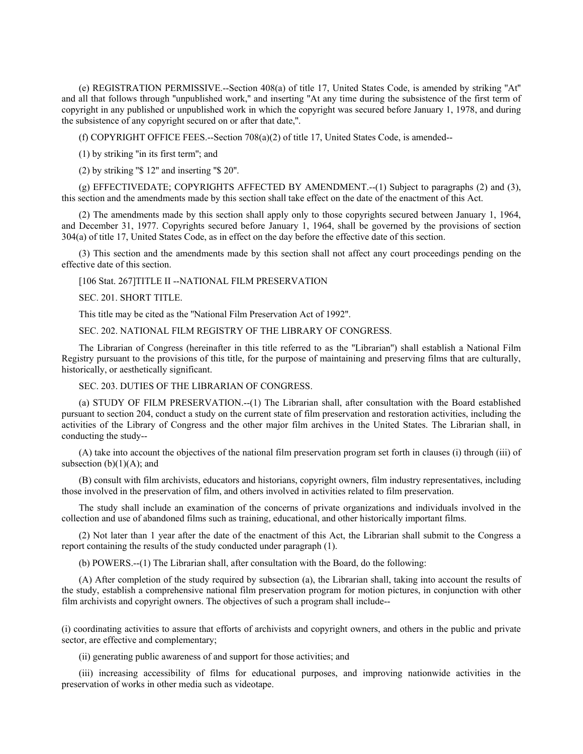(e) REGISTRATION PERMISSIVE.--Section 408(a) of title 17, United States Code, is amended by striking "At" and all that follows through "unpublished work," and inserting "At any time during the subsistence of the first term of copyright in any published or unpublished work in which the copyright was secured before January 1, 1978, and during the subsistence of any copyright secured on or after that date,".

(f) COPYRIGHT OFFICE FEES.--Section 708(a)(2) of title 17, United States Code, is amended--

(1) by striking "in its first term"; and

(2) by striking "$ 12" and inserting "$ 20".

(g) EFFECTIVEDATE; COPYRIGHTS AFFECTED BY AMENDMENT.--(1) Subject to paragraphs (2) and (3), this section and the amendments made by this section shall take effect on the date of the enactment of this Act.

(2) The amendments made by this section shall apply only to those copyrights secured between January 1, 1964, and December 31, 1977. Copyrights secured before January 1, 1964, shall be governed by the provisions of section 304(a) of title 17, United States Code, as in effect on the day before the effective date of this section.

(3) This section and the amendments made by this section shall not affect any court proceedings pending on the effective date of this section.

[106 Stat. 267]TITLE II --NATIONAL FILM PRESERVATION

SEC. 201. SHORT TITLE.

This title may be cited as the "National Film Preservation Act of 1992".

SEC. 202. NATIONAL FILM REGISTRY OF THE LIBRARY OF CONGRESS.

The Librarian of Congress (hereinafter in this title referred to as the "Librarian") shall establish a National Film Registry pursuant to the provisions of this title, for the purpose of maintaining and preserving films that are culturally, historically, or aesthetically significant.

SEC. 203. DUTIES OF THE LIBRARIAN OF CONGRESS.

(a) STUDY OF FILM PRESERVATION.--(1) The Librarian shall, after consultation with the Board established pursuant to section 204, conduct a study on the current state of film preservation and restoration activities, including the activities of the Library of Congress and the other major film archives in the United States. The Librarian shall, in conducting the study--

(A) take into account the objectives of the national film preservation program set forth in clauses (i) through (iii) of subsection (b)(1)(A); and

(B) consult with film archivists, educators and historians, copyright owners, film industry representatives, including those involved in the preservation of film, and others involved in activities related to film preservation.

The study shall include an examination of the concerns of private organizations and individuals involved in the collection and use of abandoned films such as training, educational, and other historically important films.

(2) Not later than 1 year after the date of the enactment of this Act, the Librarian shall submit to the Congress a report containing the results of the study conducted under paragraph (1).

(b) POWERS.--(1) The Librarian shall, after consultation with the Board, do the following:

(A) After completion of the study required by subsection (a), the Librarian shall, taking into account the results of the study, establish a comprehensive national film preservation program for motion pictures, in conjunction with other film archivists and copyright owners. The objectives of such a program shall include--

(i) coordinating activities to assure that efforts of archivists and copyright owners, and others in the public and private sector, are effective and complementary;

(ii) generating public awareness of and support for those activities; and

(iii) increasing accessibility of films for educational purposes, and improving nationwide activities in the preservation of works in other media such as videotape.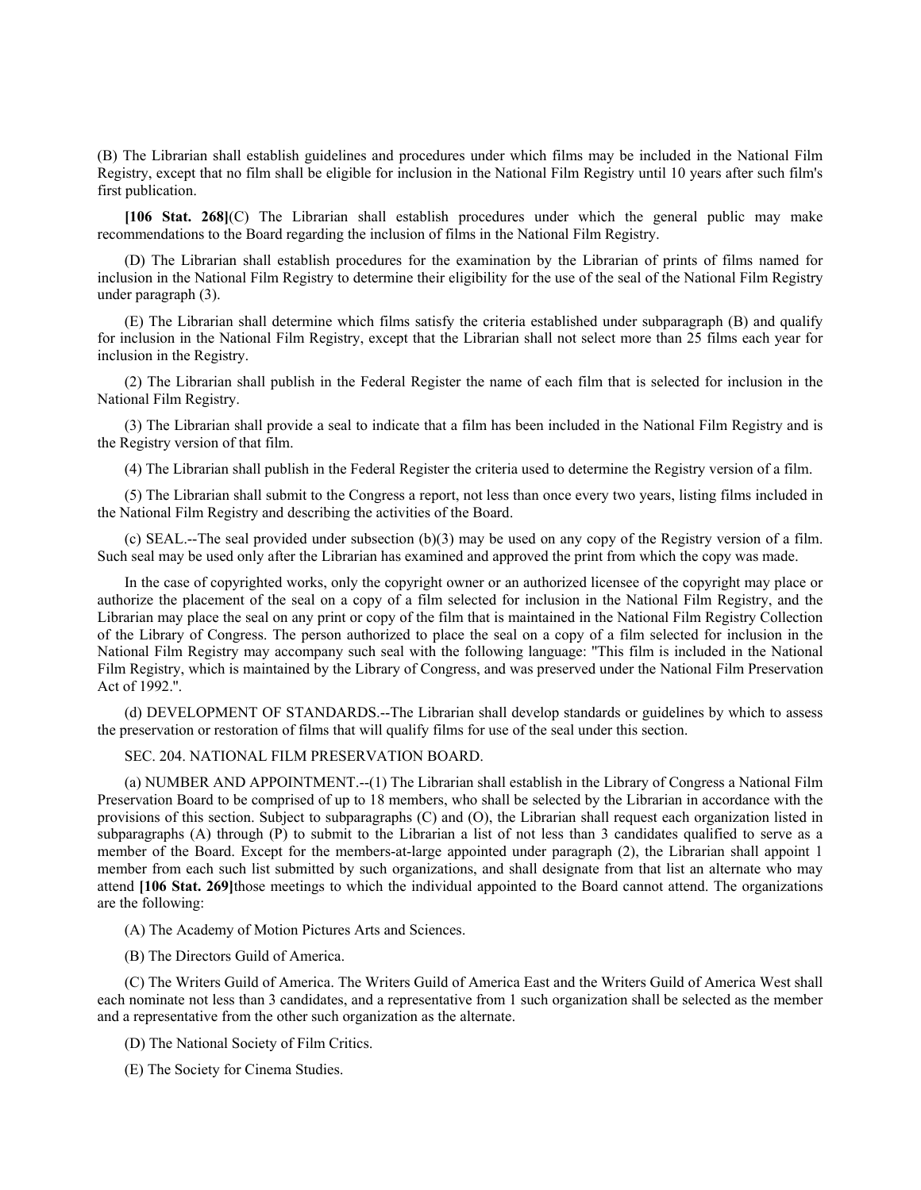(B) The Librarian shall establish guidelines and procedures under which films may be included in the National Film Registry, except that no film shall be eligible for inclusion in the National Film Registry until 10 years after such film's first publication.

**[106 Stat. 268]**(C) The Librarian shall establish procedures under which the general public may make recommendations to the Board regarding the inclusion of films in the National Film Registry.

(D) The Librarian shall establish procedures for the examination by the Librarian of prints of films named for inclusion in the National Film Registry to determine their eligibility for the use of the seal of the National Film Registry under paragraph (3).

(E) The Librarian shall determine which films satisfy the criteria established under subparagraph (B) and qualify for inclusion in the National Film Registry, except that the Librarian shall not select more than 25 films each year for inclusion in the Registry.

(2) The Librarian shall publish in the Federal Register the name of each film that is selected for inclusion in the National Film Registry.

(3) The Librarian shall provide a seal to indicate that a film has been included in the National Film Registry and is the Registry version of that film.

(4) The Librarian shall publish in the Federal Register the criteria used to determine the Registry version of a film.

(5) The Librarian shall submit to the Congress a report, not less than once every two years, listing films included in the National Film Registry and describing the activities of the Board.

(c) SEAL.--The seal provided under subsection (b)(3) may be used on any copy of the Registry version of a film. Such seal may be used only after the Librarian has examined and approved the print from which the copy was made.

In the case of copyrighted works, only the copyright owner or an authorized licensee of the copyright may place or authorize the placement of the seal on a copy of a film selected for inclusion in the National Film Registry, and the Librarian may place the seal on any print or copy of the film that is maintained in the National Film Registry Collection of the Library of Congress. The person authorized to place the seal on a copy of a film selected for inclusion in the National Film Registry may accompany such seal with the following language: "This film is included in the National Film Registry, which is maintained by the Library of Congress, and was preserved under the National Film Preservation Act of 1992.".

(d) DEVELOPMENT OF STANDARDS.--The Librarian shall develop standards or guidelines by which to assess the preservation or restoration of films that will qualify films for use of the seal under this section.

SEC. 204. NATIONAL FILM PRESERVATION BOARD.

(a) NUMBER AND APPOINTMENT.--(1) The Librarian shall establish in the Library of Congress a National Film Preservation Board to be comprised of up to 18 members, who shall be selected by the Librarian in accordance with the provisions of this section. Subject to subparagraphs (C) and (O), the Librarian shall request each organization listed in subparagraphs (A) through (P) to submit to the Librarian a list of not less than 3 candidates qualified to serve as a member of the Board. Except for the members-at-large appointed under paragraph (2), the Librarian shall appoint 1 member from each such list submitted by such organizations, and shall designate from that list an alternate who may attend **[106 Stat. 269]**those meetings to which the individual appointed to the Board cannot attend. The organizations are the following:

(A) The Academy of Motion Pictures Arts and Sciences.

(B) The Directors Guild of America.

(C) The Writers Guild of America. The Writers Guild of America East and the Writers Guild of America West shall each nominate not less than 3 candidates, and a representative from 1 such organization shall be selected as the member and a representative from the other such organization as the alternate.

(D) The National Society of Film Critics.

(E) The Society for Cinema Studies.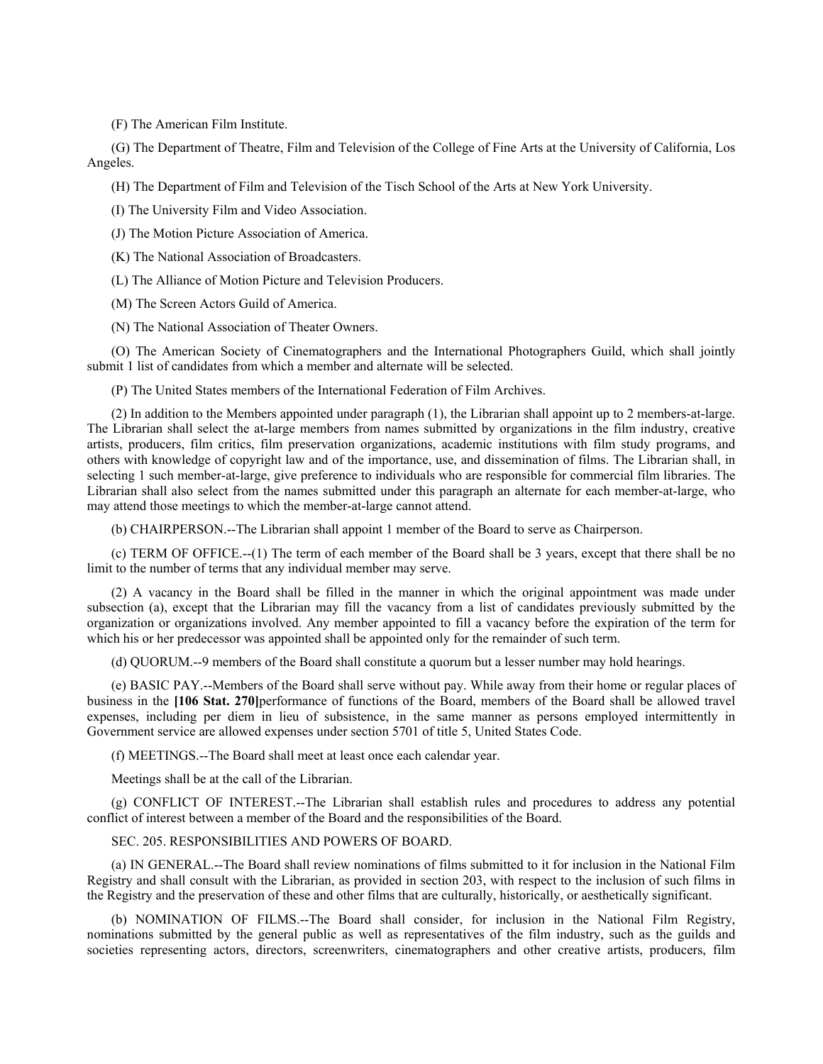(F) The American Film Institute.

(G) The Department of Theatre, Film and Television of the College of Fine Arts at the University of California, Los Angeles.

(H) The Department of Film and Television of the Tisch School of the Arts at New York University.

(I) The University Film and Video Association.

(J) The Motion Picture Association of America.

(K) The National Association of Broadcasters.

(L) The Alliance of Motion Picture and Television Producers.

(M) The Screen Actors Guild of America.

(N) The National Association of Theater Owners.

(O) The American Society of Cinematographers and the International Photographers Guild, which shall jointly submit 1 list of candidates from which a member and alternate will be selected.

(P) The United States members of the International Federation of Film Archives.

(2) In addition to the Members appointed under paragraph (1), the Librarian shall appoint up to 2 members-at-large. The Librarian shall select the at-large members from names submitted by organizations in the film industry, creative artists, producers, film critics, film preservation organizations, academic institutions with film study programs, and others with knowledge of copyright law and of the importance, use, and dissemination of films. The Librarian shall, in selecting 1 such member-at-large, give preference to individuals who are responsible for commercial film libraries. The Librarian shall also select from the names submitted under this paragraph an alternate for each member-at-large, who may attend those meetings to which the member-at-large cannot attend.

(b) CHAIRPERSON.--The Librarian shall appoint 1 member of the Board to serve as Chairperson.

(c) TERM OF OFFICE.--(1) The term of each member of the Board shall be 3 years, except that there shall be no limit to the number of terms that any individual member may serve.

(2) A vacancy in the Board shall be filled in the manner in which the original appointment was made under subsection (a), except that the Librarian may fill the vacancy from a list of candidates previously submitted by the organization or organizations involved. Any member appointed to fill a vacancy before the expiration of the term for which his or her predecessor was appointed shall be appointed only for the remainder of such term.

(d) QUORUM.--9 members of the Board shall constitute a quorum but a lesser number may hold hearings.

(e) BASIC PAY.--Members of the Board shall serve without pay. While away from their home or regular places of business in the **[106 Stat. 270]**performance of functions of the Board, members of the Board shall be allowed travel expenses, including per diem in lieu of subsistence, in the same manner as persons employed intermittently in Government service are allowed expenses under section 5701 of title 5, United States Code.

(f) MEETINGS.--The Board shall meet at least once each calendar year.

Meetings shall be at the call of the Librarian.

(g) CONFLICT OF INTEREST.--The Librarian shall establish rules and procedures to address any potential conflict of interest between a member of the Board and the responsibilities of the Board.

SEC. 205. RESPONSIBILITIES AND POWERS OF BOARD.

(a) IN GENERAL.--The Board shall review nominations of films submitted to it for inclusion in the National Film Registry and shall consult with the Librarian, as provided in section 203, with respect to the inclusion of such films in the Registry and the preservation of these and other films that are culturally, historically, or aesthetically significant.

(b) NOMINATION OF FILMS.--The Board shall consider, for inclusion in the National Film Registry, nominations submitted by the general public as well as representatives of the film industry, such as the guilds and societies representing actors, directors, screenwriters, cinematographers and other creative artists, producers, film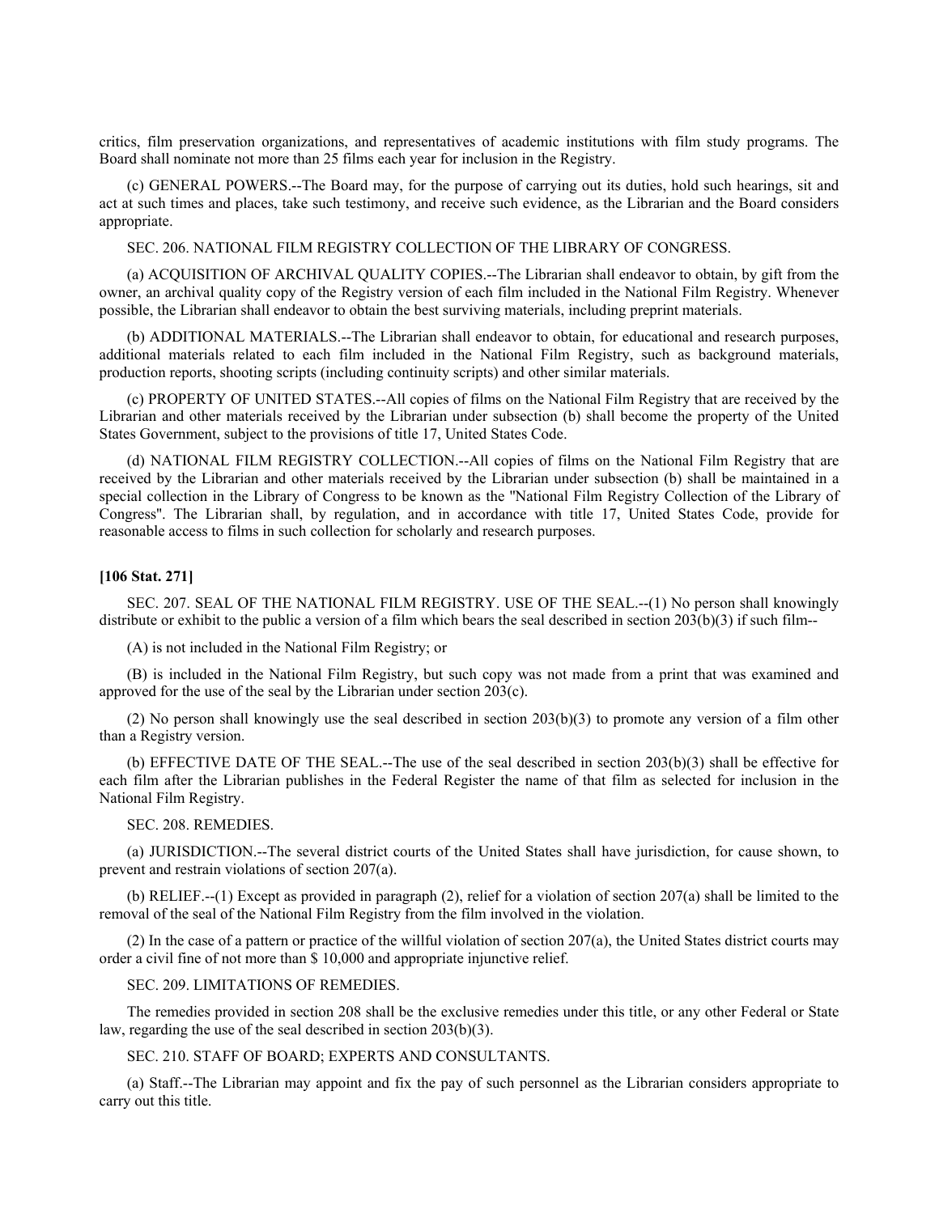critics, film preservation organizations, and representatives of academic institutions with film study programs. The Board shall nominate not more than 25 films each year for inclusion in the Registry.

(c) GENERAL POWERS.--The Board may, for the purpose of carrying out its duties, hold such hearings, sit and act at such times and places, take such testimony, and receive such evidence, as the Librarian and the Board considers appropriate.

SEC. 206. NATIONAL FILM REGISTRY COLLECTION OF THE LIBRARY OF CONGRESS.

(a) ACQUISITION OF ARCHIVAL QUALITY COPIES.--The Librarian shall endeavor to obtain, by gift from the owner, an archival quality copy of the Registry version of each film included in the National Film Registry. Whenever possible, the Librarian shall endeavor to obtain the best surviving materials, including preprint materials.

(b) ADDITIONAL MATERIALS.--The Librarian shall endeavor to obtain, for educational and research purposes, additional materials related to each film included in the National Film Registry, such as background materials, production reports, shooting scripts (including continuity scripts) and other similar materials.

(c) PROPERTY OF UNITED STATES.--All copies of films on the National Film Registry that are received by the Librarian and other materials received by the Librarian under subsection (b) shall become the property of the United States Government, subject to the provisions of title 17, United States Code.

(d) NATIONAL FILM REGISTRY COLLECTION.--All copies of films on the National Film Registry that are received by the Librarian and other materials received by the Librarian under subsection (b) shall be maintained in a special collection in the Library of Congress to be known as the "National Film Registry Collection of the Library of Congress". The Librarian shall, by regulation, and in accordance with title 17, United States Code, provide for reasonable access to films in such collection for scholarly and research purposes.

**[106 Stat. 271]**

SEC. 207. SEAL OF THE NATIONAL FILM REGISTRY. USE OF THE SEAL.--(1) No person shall knowingly distribute or exhibit to the public a version of a film which bears the seal described in section 203(b)(3) if such film--

(A) is not included in the National Film Registry; or

(B) is included in the National Film Registry, but such copy was not made from a print that was examined and approved for the use of the seal by the Librarian under section 203(c).

(2) No person shall knowingly use the seal described in section 203(b)(3) to promote any version of a film other than a Registry version.

(b) EFFECTIVE DATE OF THE SEAL.--The use of the seal described in section 203(b)(3) shall be effective for each film after the Librarian publishes in the Federal Register the name of that film as selected for inclusion in the National Film Registry.

SEC. 208. REMEDIES.

(a) JURISDICTION.--The several district courts of the United States shall have jurisdiction, for cause shown, to prevent and restrain violations of section 207(a).

(b) RELIEF.--(1) Except as provided in paragraph (2), relief for a violation of section 207(a) shall be limited to the removal of the seal of the National Film Registry from the film involved in the violation.

(2) In the case of a pattern or practice of the willful violation of section 207(a), the United States district courts may order a civil fine of not more than $ 10,000 and appropriate injunctive relief.

SEC. 209. LIMITATIONS OF REMEDIES.

The remedies provided in section 208 shall be the exclusive remedies under this title, or any other Federal or State law, regarding the use of the seal described in section 203(b)(3).

SEC. 210. STAFF OF BOARD; EXPERTS AND CONSULTANTS.

(a) Staff.--The Librarian may appoint and fix the pay of such personnel as the Librarian considers appropriate to carry out this title.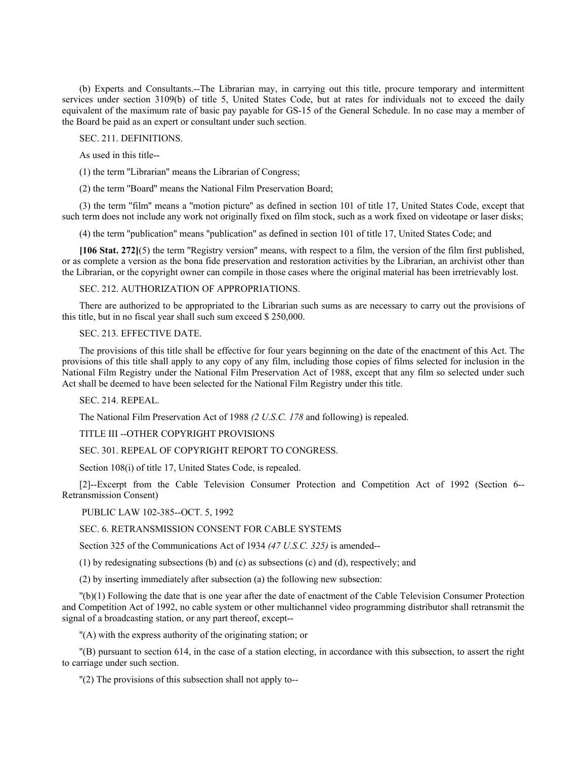(b) Experts and Consultants.--The Librarian may, in carrying out this title, procure temporary and intermittent services under section 3109(b) of title 5, United States Code, but at rates for individuals not to exceed the daily equivalent of the maximum rate of basic pay payable for GS-15 of the General Schedule. In no case may a member of the Board be paid as an expert or consultant under such section.

SEC. 211. DEFINITIONS.

As used in this title--

(1) the term "Librarian" means the Librarian of Congress;

(2) the term "Board" means the National Film Preservation Board;

(3) the term "film" means a "motion picture" as defined in section 101 of title 17, United States Code, except that such term does not include any work not originally fixed on film stock, such as a work fixed on videotape or laser disks;

(4) the term "publication" means "publication" as defined in section 101 of title 17, United States Code; and

**[106 Stat. 272]**(5) the term "Registry version" means, with respect to a film, the version of the film first published, or as complete a version as the bona fide preservation and restoration activities by the Librarian, an archivist other than the Librarian, or the copyright owner can compile in those cases where the original material has been irretrievably lost.

SEC. 212. AUTHORIZATION OF APPROPRIATIONS.

There are authorized to be appropriated to the Librarian such sums as are necessary to carry out the provisions of this title, but in no fiscal year shall such sum exceed $ 250,000.

SEC. 213. EFFECTIVE DATE.

The provisions of this title shall be effective for four years beginning on the date of the enactment of this Act. The provisions of this title shall apply to any copy of any film, including those copies of films selected for inclusion in the National Film Registry under the National Film Preservation Act of 1988, except that any film so selected under such Act shall be deemed to have been selected for the National Film Registry under this title.

SEC. 214. REPEAL.

The National Film Preservation Act of 1988 *(2 U.S.C. 178* and following) is repealed.

TITLE III --OTHER COPYRIGHT PROVISIONS

SEC. 301. REPEAL OF COPYRIGHT REPORT TO CONGRESS.

Section 108(i) of title 17, United States Code, is repealed.

[2]--Excerpt from the Cable Television Consumer Protection and Competition Act of 1992 (Section 6--Retransmission Consent)

PUBLIC LAW 102-385--OCT. 5, 1992

SEC. 6. RETRANSMISSION CONSENT FOR CABLE SYSTEMS

Section 325 of the Communications Act of 1934 *(47 U.S.C. 325)* is amended--

(1) by redesignating subsections (b) and (c) as subsections (c) and (d), respectively; and

(2) by inserting immediately after subsection (a) the following new subsection:

"(b)(1) Following the date that is one year after the date of enactment of the Cable Television Consumer Protection and Competition Act of 1992, no cable system or other multichannel video programming distributor shall retransmit the signal of a broadcasting station, or any part thereof, except--

"(A) with the express authority of the originating station; or

"(B) pursuant to section 614, in the case of a station electing, in accordance with this subsection, to assert the right to carriage under such section.

"(2) The provisions of this subsection shall not apply to--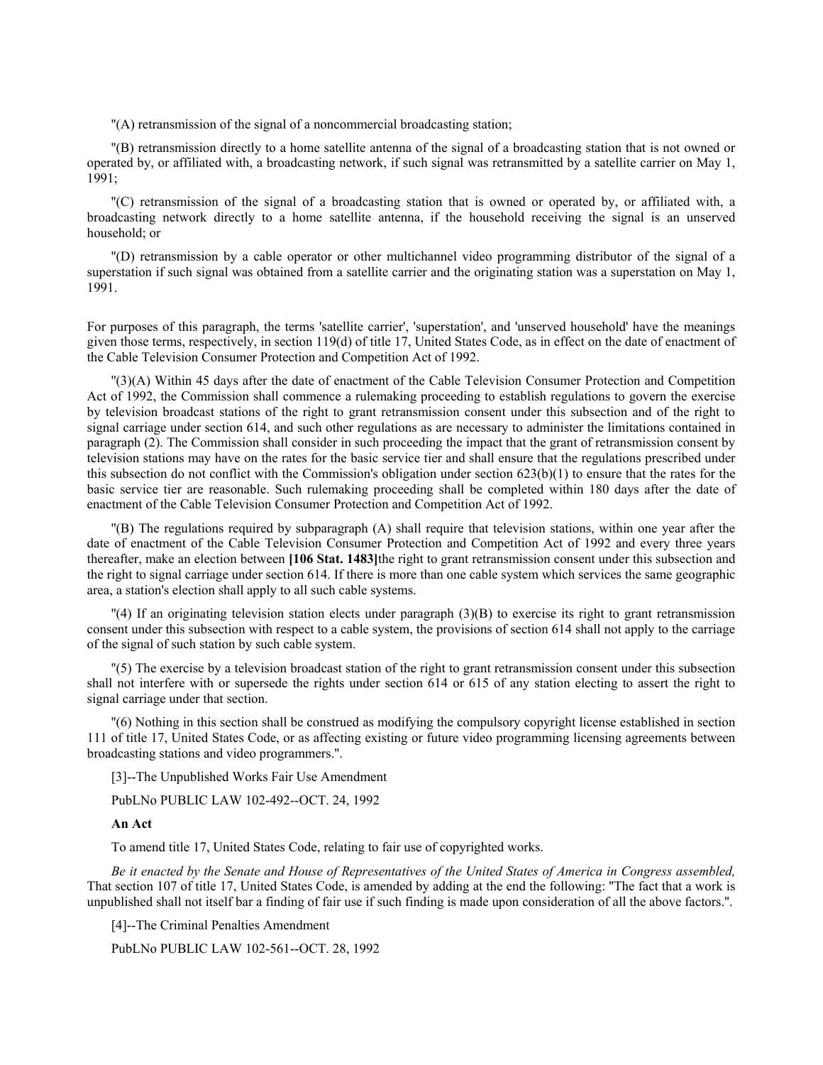"(A) retransmission of the signal of a noncommercial broadcasting station;

"(B) retransmission directly to a home satellite antenna of the signal of a broadcasting station that is not owned or operated by, or affiliated with, a broadcasting network, if such signal was retransmitted by a satellite carrier on May 1, 1991;

"(C) retransmission of the signal of a broadcasting station that is owned or operated by, or affiliated with, a broadcasting network directly to a home satellite antenna, if the household receiving the signal is an unserved household; or

"(D) retransmission by a cable operator or other multichannel video programming distributor of the signal of a superstation if such signal was obtained from a satellite carrier and the originating station was a superstation on May 1, 1991.

For purposes of this paragraph, the terms 'satellite carrier', 'superstation', and 'unserved household' have the meanings given those terms, respectively, in section 119(d) of title 17, United States Code, as in effect on the date of enactment of the Cable Television Consumer Protection and Competition Act of 1992.

"(3)(A) Within 45 days after the date of enactment of the Cable Television Consumer Protection and Competition Act of 1992, the Commission shall commence a rulemaking proceeding to establish regulations to govern the exercise by television broadcast stations of the right to grant retransmission consent under this subsection and of the right to signal carriage under section 614, and such other regulations as are necessary to administer the limitations contained in paragraph (2). The Commission shall consider in such proceeding the impact that the grant of retransmission consent by television stations may have on the rates for the basic service tier and shall ensure that the regulations prescribed under this subsection do not conflict with the Commission's obligation under section 623(b)(1) to ensure that the rates for the basic service tier are reasonable. Such rulemaking proceeding shall be completed within 180 days after the date of enactment of the Cable Television Consumer Protection and Competition Act of 1992.

"(B) The regulations required by subparagraph (A) shall require that television stations, within one year after the date of enactment of the Cable Television Consumer Protection and Competition Act of 1992 and every three years thereafter, make an election between **[106 Stat. 1483]** the right to grant retransmission consent under this subsection and the right to signal carriage under section 614. If there is more than one cable system which services the same geographic area, a station's election shall apply to all such cable systems.

"(4) If an originating television station elects under paragraph (3)(B) to exercise its right to grant retransmission consent under this subsection with respect to a cable system, the provisions of section 614 shall not apply to the carriage of the signal of such station by such cable system.

"(5) The exercise by a television broadcast station of the right to grant retransmission consent under this subsection shall not interfere with or supersede the rights under section 614 or 615 of any station electing to assert the right to signal carriage under that section.

"(6) Nothing in this section shall be construed as modifying the compulsory copyright license established in section 111 of title 17, United States Code, or as affecting existing or future video programming licensing agreements between broadcasting stations and video programmers.".

[3]--The Unpublished Works Fair Use Amendment

PubLNo PUBLIC LAW 102-492--OCT. 24, 1992

**An Act**

To amend title 17, United States Code, relating to fair use of copyrighted works.

*Be it enacted by the Senate and House of Representatives of the United States of America in Congress assembled,* That section 107 of title 17, United States Code, is amended by adding at the end the following: "The fact that a work is unpublished shall not itself bar a finding of fair use if such finding is made upon consideration of all the above factors.".

[4]--The Criminal Penalties Amendment

PubLNo PUBLIC LAW 102-561--OCT. 28, 1992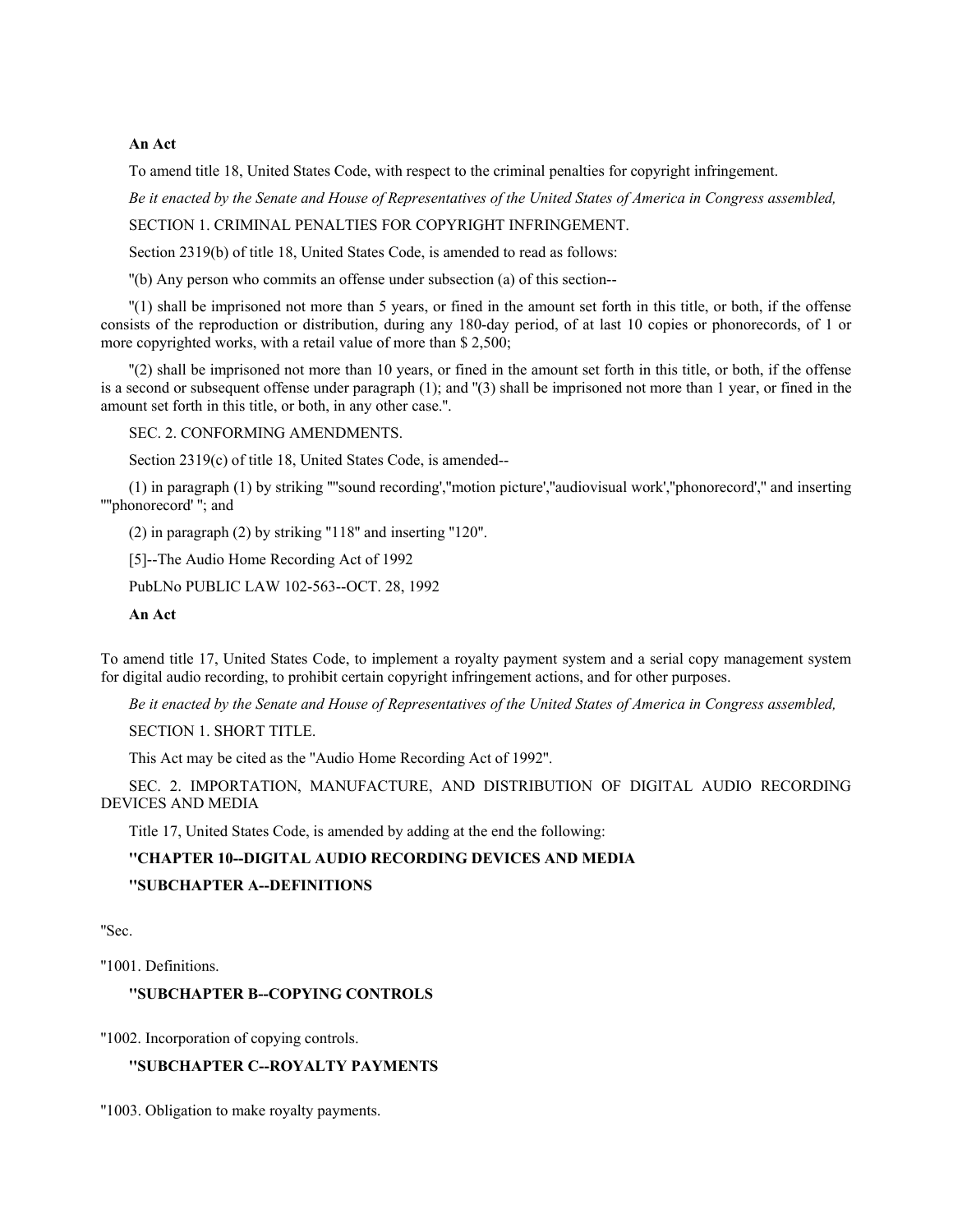**An Act**

To amend title 18, United States Code, with respect to the criminal penalties for copyright infringement.

*Be it enacted by the Senate and House of Representatives of the United States of America in Congress assembled,*

SECTION 1. CRIMINAL PENALTIES FOR COPYRIGHT INFRINGEMENT.

Section 2319(b) of title 18, United States Code, is amended to read as follows:

''(b) Any person who commits an offense under subsection (a) of this section--

''(1) shall be imprisoned not more than 5 years, or fined in the amount set forth in this title, or both, if the offense consists of the reproduction or distribution, during any 180-day period, of at last 10 copies or phonorecords, of 1 or more copyrighted works, with a retail value of more than $ 2,500;

''(2) shall be imprisoned not more than 10 years, or fined in the amount set forth in this title, or both, if the offense is a second or subsequent offense under paragraph (1); and ''(3) shall be imprisoned not more than 1 year, or fined in the amount set forth in this title, or both, in any other case.''.

SEC. 2. CONFORMING AMENDMENTS.

Section 2319(c) of title 18, United States Code, is amended--

(1) in paragraph (1) by striking ''''sound recording','motion picture','audiovisual work','phonorecord','' and inserting ''''phonorecord' ''; and

(2) in paragraph (2) by striking ''118'' and inserting ''120''.

[5]--The Audio Home Recording Act of 1992

PubLNo PUBLIC LAW 102-563--OCT. 28, 1992

**An Act**

To amend title 17, United States Code, to implement a royalty payment system and a serial copy management system for digital audio recording, to prohibit certain copyright infringement actions, and for other purposes.

*Be it enacted by the Senate and House of Representatives of the United States of America in Congress assembled,*

SECTION 1. SHORT TITLE.

This Act may be cited as the ''Audio Home Recording Act of 1992''.

SEC. 2. IMPORTATION, MANUFACTURE, AND DISTRIBUTION OF DIGITAL AUDIO RECORDING DEVICES AND MEDIA

Title 17, United States Code, is amended by adding at the end the following:

**''CHAPTER 10--DIGITAL AUDIO RECORDING DEVICES AND MEDIA**

**''SUBCHAPTER A--DEFINITIONS**

''Sec.

''1001. Definitions.

**''SUBCHAPTER B--COPYING CONTROLS**

''1002. Incorporation of copying controls.

**''SUBCHAPTER C--ROYALTY PAYMENTS**

''1003. Obligation to make royalty payments.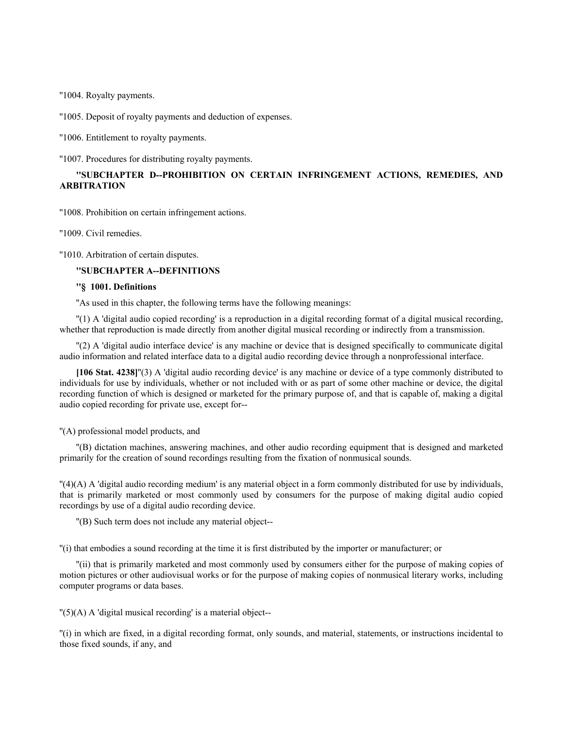"1004. Royalty payments.

"1005. Deposit of royalty payments and deduction of expenses.

"1006. Entitlement to royalty payments.

"1007. Procedures for distributing royalty payments.

**''SUBCHAPTER D--PROHIBITION ON CERTAIN INFRINGEMENT ACTIONS, REMEDIES, AND ARBITRATION**

"1008. Prohibition on certain infringement actions.

"1009. Civil remedies.

"1010. Arbitration of certain disputes.

**''SUBCHAPTER A--DEFINITIONS**

**''§ 1001. Definitions**

"As used in this chapter, the following terms have the following meanings:

"(1) A 'digital audio copied recording' is a reproduction in a digital recording format of a digital musical recording, whether that reproduction is made directly from another digital musical recording or indirectly from a transmission.

"(2) A 'digital audio interface device' is any machine or device that is designed specifically to communicate digital audio information and related interface data to a digital audio recording device through a nonprofessional interface.

**[106 Stat. 4238]**"(3) A 'digital audio recording device' is any machine or device of a type commonly distributed to individuals for use by individuals, whether or not included with or as part of some other machine or device, the digital recording function of which is designed or marketed for the primary purpose of, and that is capable of, making a digital audio copied recording for private use, except for--

"(A) professional model products, and

"(B) dictation machines, answering machines, and other audio recording equipment that is designed and marketed primarily for the creation of sound recordings resulting from the fixation of nonmusical sounds.

"(4)(A) A 'digital audio recording medium' is any material object in a form commonly distributed for use by individuals, that is primarily marketed or most commonly used by consumers for the purpose of making digital audio copied recordings by use of a digital audio recording device.

"(B) Such term does not include any material object--

"(i) that embodies a sound recording at the time it is first distributed by the importer or manufacturer; or

"(ii) that is primarily marketed and most commonly used by consumers either for the purpose of making copies of motion pictures or other audiovisual works or for the purpose of making copies of nonmusical literary works, including computer programs or data bases.

"(5)(A) A 'digital musical recording' is a material object--

"(i) in which are fixed, in a digital recording format, only sounds, and material, statements, or instructions incidental to those fixed sounds, if any, and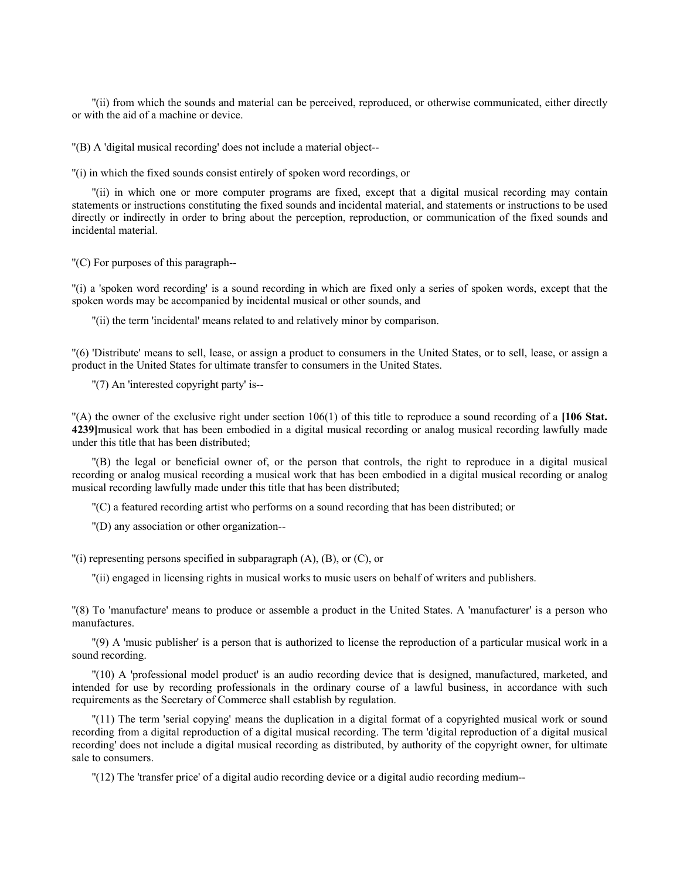"(ii) from which the sounds and material can be perceived, reproduced, or otherwise communicated, either directly or with the aid of a machine or device.

"(B) A 'digital musical recording' does not include a material object--

"(i) in which the fixed sounds consist entirely of spoken word recordings, or

"(ii) in which one or more computer programs are fixed, except that a digital musical recording may contain statements or instructions constituting the fixed sounds and incidental material, and statements or instructions to be used directly or indirectly in order to bring about the perception, reproduction, or communication of the fixed sounds and incidental material.

"(C) For purposes of this paragraph--

"(i) a 'spoken word recording' is a sound recording in which are fixed only a series of spoken words, except that the spoken words may be accompanied by incidental musical or other sounds, and

"(ii) the term 'incidental' means related to and relatively minor by comparison.

"(6) 'Distribute' means to sell, lease, or assign a product to consumers in the United States, or to sell, lease, or assign a product in the United States for ultimate transfer to consumers in the United States.

"(7) An 'interested copyright party' is--

"(A) the owner of the exclusive right under section 106(1) of this title to reproduce a sound recording of a **[106 Stat. 4239]**musical work that has been embodied in a digital musical recording or analog musical recording lawfully made under this title that has been distributed;

"(B) the legal or beneficial owner of, or the person that controls, the right to reproduce in a digital musical recording or analog musical recording a musical work that has been embodied in a digital musical recording or analog musical recording lawfully made under this title that has been distributed;

"(C) a featured recording artist who performs on a sound recording that has been distributed; or

"(D) any association or other organization--

"(i) representing persons specified in subparagraph (A), (B), or (C), or

"(ii) engaged in licensing rights in musical works to music users on behalf of writers and publishers.

"(8) To 'manufacture' means to produce or assemble a product in the United States. A 'manufacturer' is a person who manufactures.

"(9) A 'music publisher' is a person that is authorized to license the reproduction of a particular musical work in a sound recording.

"(10) A 'professional model product' is an audio recording device that is designed, manufactured, marketed, and intended for use by recording professionals in the ordinary course of a lawful business, in accordance with such requirements as the Secretary of Commerce shall establish by regulation.

"(11) The term 'serial copying' means the duplication in a digital format of a copyrighted musical work or sound recording from a digital reproduction of a digital musical recording. The term 'digital reproduction of a digital musical recording' does not include a digital musical recording as distributed, by authority of the copyright owner, for ultimate sale to consumers.

"(12) The 'transfer price' of a digital audio recording device or a digital audio recording medium--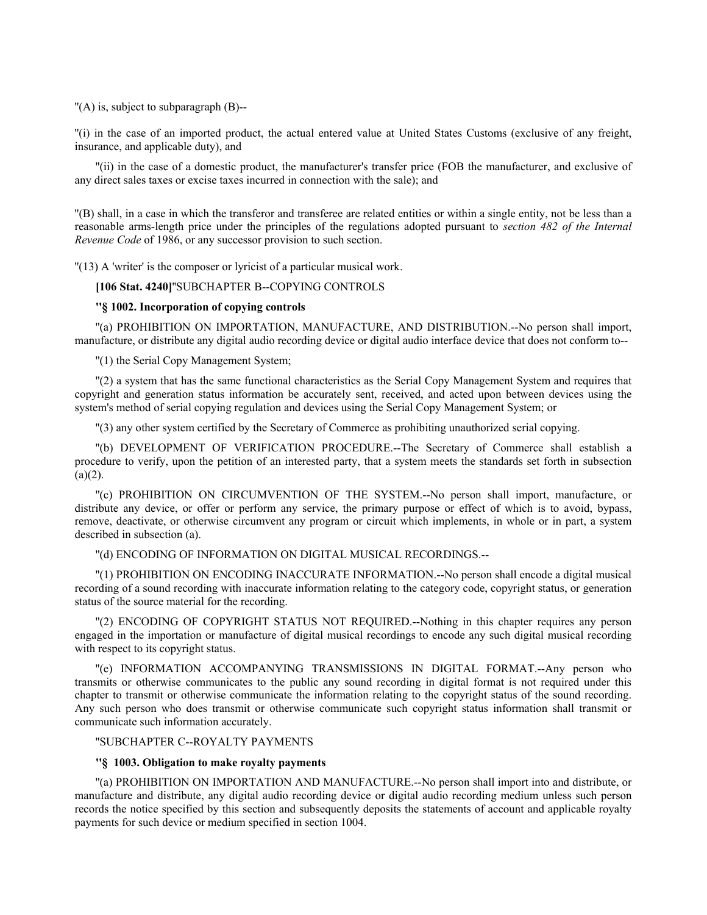''(A) is, subject to subparagraph (B)--

''(i) in the case of an imported product, the actual entered value at United States Customs (exclusive of any freight, insurance, and applicable duty), and

''(ii) in the case of a domestic product, the manufacturer's transfer price (FOB the manufacturer, and exclusive of any direct sales taxes or excise taxes incurred in connection with the sale); and

''(B) shall, in a case in which the transferor and transferee are related entities or within a single entity, not be less than a reasonable arms-length price under the principles of the regulations adopted pursuant to *section 482 of the Internal Revenue Code* of 1986, or any successor provision to such section.

''(13) A 'writer' is the composer or lyricist of a particular musical work.

**[106 Stat. 4240]**''SUBCHAPTER B--COPYING CONTROLS

**''§ 1002. Incorporation of copying controls**

''(a) PROHIBITION ON IMPORTATION, MANUFACTURE, AND DISTRIBUTION.--No person shall import, manufacture, or distribute any digital audio recording device or digital audio interface device that does not conform to--

''(1) the Serial Copy Management System;

''(2) a system that has the same functional characteristics as the Serial Copy Management System and requires that copyright and generation status information be accurately sent, received, and acted upon between devices using the system's method of serial copying regulation and devices using the Serial Copy Management System; or

''(3) any other system certified by the Secretary of Commerce as prohibiting unauthorized serial copying.

''(b) DEVELOPMENT OF VERIFICATION PROCEDURE.--The Secretary of Commerce shall establish a procedure to verify, upon the petition of an interested party, that a system meets the standards set forth in subsection (a)(2).

''(c) PROHIBITION ON CIRCUMVENTION OF THE SYSTEM.--No person shall import, manufacture, or distribute any device, or offer or perform any service, the primary purpose or effect of which is to avoid, bypass, remove, deactivate, or otherwise circumvent any program or circuit which implements, in whole or in part, a system described in subsection (a).

''(d) ENCODING OF INFORMATION ON DIGITAL MUSICAL RECORDINGS.--

''(1) PROHIBITION ON ENCODING INACCURATE INFORMATION.--No person shall encode a digital musical recording of a sound recording with inaccurate information relating to the category code, copyright status, or generation status of the source material for the recording.

''(2) ENCODING OF COPYRIGHT STATUS NOT REQUIRED.--Nothing in this chapter requires any person engaged in the importation or manufacture of digital musical recordings to encode any such digital musical recording with respect to its copyright status.

''(e) INFORMATION ACCOMPANYING TRANSMISSIONS IN DIGITAL FORMAT.--Any person who transmits or otherwise communicates to the public any sound recording in digital format is not required under this chapter to transmit or otherwise communicate the information relating to the copyright status of the sound recording. Any such person who does transmit or otherwise communicate such copyright status information shall transmit or communicate such information accurately.

''SUBCHAPTER C--ROYALTY PAYMENTS

**''§ 1003. Obligation to make royalty payments**

''(a) PROHIBITION ON IMPORTATION AND MANUFACTURE.--No person shall import into and distribute, or manufacture and distribute, any digital audio recording device or digital audio recording medium unless such person records the notice specified by this section and subsequently deposits the statements of account and applicable royalty payments for such device or medium specified in section 1004.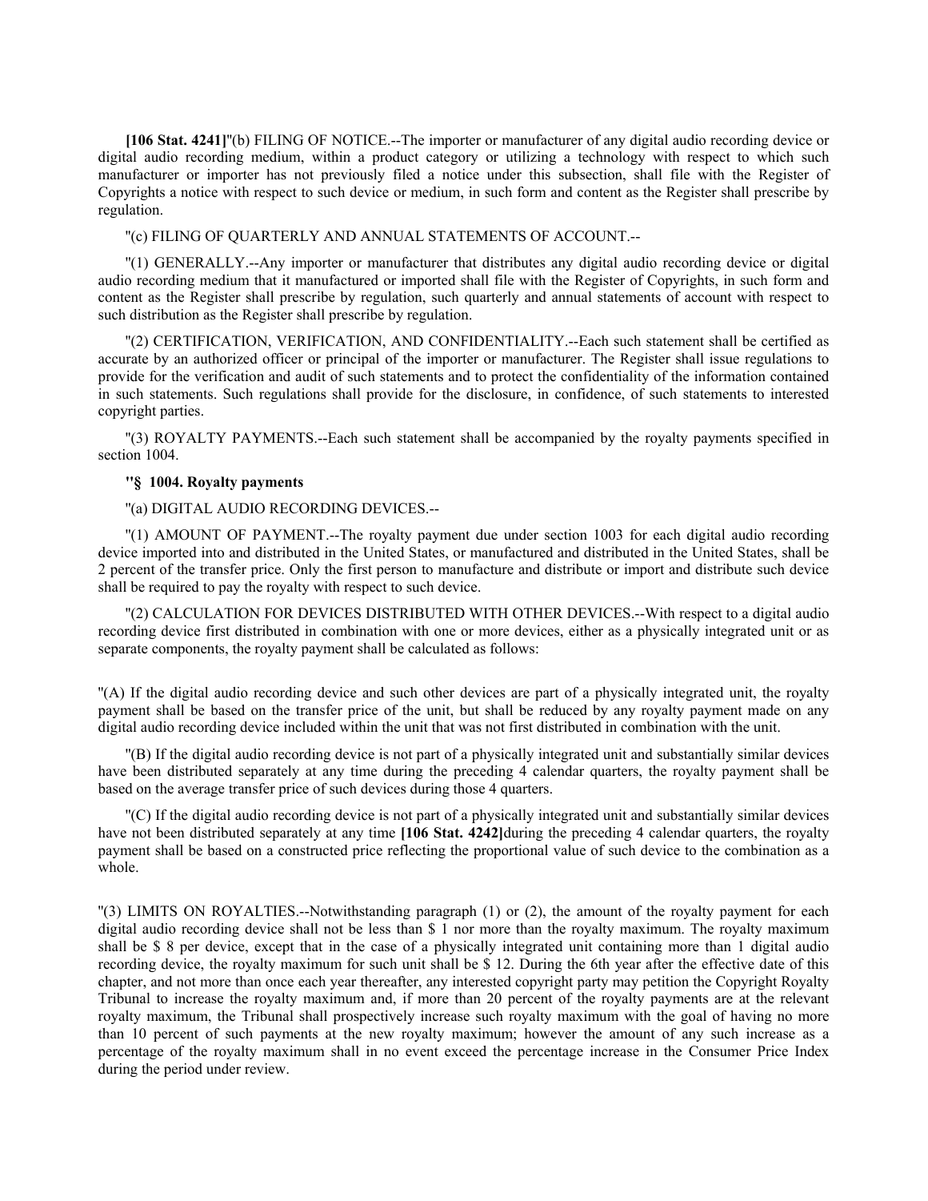**[106 Stat. 4241]**"(b) FILING OF NOTICE.--The importer or manufacturer of any digital audio recording device or digital audio recording medium, within a product category or utilizing a technology with respect to which such manufacturer or importer has not previously filed a notice under this subsection, shall file with the Register of Copyrights a notice with respect to such device or medium, in such form and content as the Register shall prescribe by regulation.

"(c) FILING OF QUARTERLY AND ANNUAL STATEMENTS OF ACCOUNT.--

"(1) GENERALLY.--Any importer or manufacturer that distributes any digital audio recording device or digital audio recording medium that it manufactured or imported shall file with the Register of Copyrights, in such form and content as the Register shall prescribe by regulation, such quarterly and annual statements of account with respect to such distribution as the Register shall prescribe by regulation.

"(2) CERTIFICATION, VERIFICATION, AND CONFIDENTIALITY.--Each such statement shall be certified as accurate by an authorized officer or principal of the importer or manufacturer. The Register shall issue regulations to provide for the verification and audit of such statements and to protect the confidentiality of the information contained in such statements. Such regulations shall provide for the disclosure, in confidence, of such statements to interested copyright parties.

"(3) ROYALTY PAYMENTS.--Each such statement shall be accompanied by the royalty payments specified in section 1004.

**"§ 1004. Royalty payments**

"(a) DIGITAL AUDIO RECORDING DEVICES.--

"(1) AMOUNT OF PAYMENT.--The royalty payment due under section 1003 for each digital audio recording device imported into and distributed in the United States, or manufactured and distributed in the United States, shall be 2 percent of the transfer price. Only the first person to manufacture and distribute or import and distribute such device shall be required to pay the royalty with respect to such device.

"(2) CALCULATION FOR DEVICES DISTRIBUTED WITH OTHER DEVICES.--With respect to a digital audio recording device first distributed in combination with one or more devices, either as a physically integrated unit or as separate components, the royalty payment shall be calculated as follows:

"(A) If the digital audio recording device and such other devices are part of a physically integrated unit, the royalty payment shall be based on the transfer price of the unit, but shall be reduced by any royalty payment made on any digital audio recording device included within the unit that was not first distributed in combination with the unit.

"(B) If the digital audio recording device is not part of a physically integrated unit and substantially similar devices have been distributed separately at any time during the preceding 4 calendar quarters, the royalty payment shall be based on the average transfer price of such devices during those 4 quarters.

"(C) If the digital audio recording device is not part of a physically integrated unit and substantially similar devices have not been distributed separately at any time **[106 Stat. 4242]**during the preceding 4 calendar quarters, the royalty payment shall be based on a constructed price reflecting the proportional value of such device to the combination as a whole.

"(3) LIMITS ON ROYALTIES.--Notwithstanding paragraph (1) or (2), the amount of the royalty payment for each digital audio recording device shall not be less than $ 1 nor more than the royalty maximum. The royalty maximum shall be $ 8 per device, except that in the case of a physically integrated unit containing more than 1 digital audio recording device, the royalty maximum for such unit shall be $ 12. During the 6th year after the effective date of this chapter, and not more than once each year thereafter, any interested copyright party may petition the Copyright Royalty Tribunal to increase the royalty maximum and, if more than 20 percent of the royalty payments are at the relevant royalty maximum, the Tribunal shall prospectively increase such royalty maximum with the goal of having no more than 10 percent of such payments at the new royalty maximum; however the amount of any such increase as a percentage of the royalty maximum shall in no event exceed the percentage increase in the Consumer Price Index during the period under review.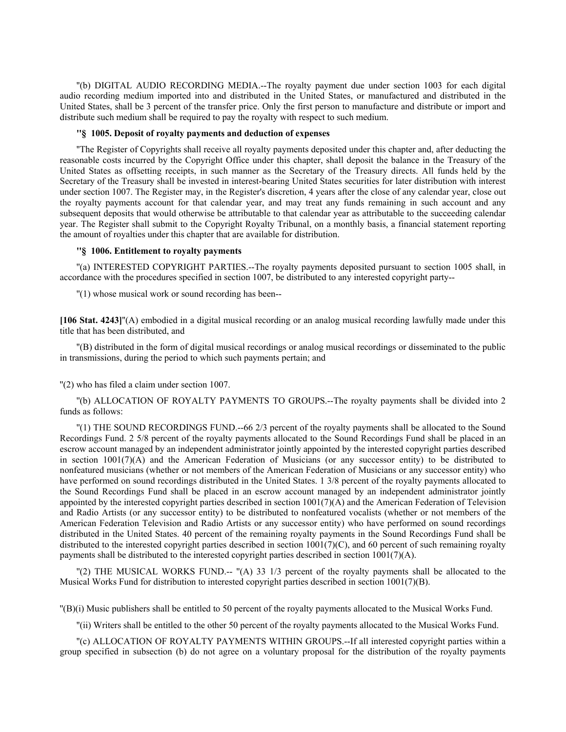"(b) DIGITAL AUDIO RECORDING MEDIA.--The royalty payment due under section 1003 for each digital audio recording medium imported into and distributed in the United States, or manufactured and distributed in the United States, shall be 3 percent of the transfer price. Only the first person to manufacture and distribute or import and distribute such medium shall be required to pay the royalty with respect to such medium.

**"§ 1005. Deposit of royalty payments and deduction of expenses**

"The Register of Copyrights shall receive all royalty payments deposited under this chapter and, after deducting the reasonable costs incurred by the Copyright Office under this chapter, shall deposit the balance in the Treasury of the United States as offsetting receipts, in such manner as the Secretary of the Treasury directs. All funds held by the Secretary of the Treasury shall be invested in interest-bearing United States securities for later distribution with interest under section 1007. The Register may, in the Register's discretion, 4 years after the close of any calendar year, close out the royalty payments account for that calendar year, and may treat any funds remaining in such account and any subsequent deposits that would otherwise be attributable to that calendar year as attributable to the succeeding calendar year. The Register shall submit to the Copyright Royalty Tribunal, on a monthly basis, a financial statement reporting the amount of royalties under this chapter that are available for distribution.

**"§ 1006. Entitlement to royalty payments**

"(a) INTERESTED COPYRIGHT PARTIES.--The royalty payments deposited pursuant to section 1005 shall, in accordance with the procedures specified in section 1007, be distributed to any interested copyright party--

"(1) whose musical work or sound recording has been--

**[106 Stat. 4243]**"(A) embodied in a digital musical recording or an analog musical recording lawfully made under this title that has been distributed, and

"(B) distributed in the form of digital musical recordings or analog musical recordings or disseminated to the public in transmissions, during the period to which such payments pertain; and

"(2) who has filed a claim under section 1007.

"(b) ALLOCATION OF ROYALTY PAYMENTS TO GROUPS.--The royalty payments shall be divided into 2 funds as follows:

"(1) THE SOUND RECORDINGS FUND.--66 2/3 percent of the royalty payments shall be allocated to the Sound Recordings Fund. 2 5/8 percent of the royalty payments allocated to the Sound Recordings Fund shall be placed in an escrow account managed by an independent administrator jointly appointed by the interested copyright parties described in section 1001(7)(A) and the American Federation of Musicians (or any successor entity) to be distributed to nonfeatured musicians (whether or not members of the American Federation of Musicians or any successor entity) who have performed on sound recordings distributed in the United States. 1 3/8 percent of the royalty payments allocated to the Sound Recordings Fund shall be placed in an escrow account managed by an independent administrator jointly appointed by the interested copyright parties described in section 1001(7)(A) and the American Federation of Television and Radio Artists (or any successor entity) to be distributed to nonfeatured vocalists (whether or not members of the American Federation Television and Radio Artists or any successor entity) who have performed on sound recordings distributed in the United States. 40 percent of the remaining royalty payments in the Sound Recordings Fund shall be distributed to the interested copyright parties described in section 1001(7)(C), and 60 percent of such remaining royalty payments shall be distributed to the interested copyright parties described in section 1001(7)(A).

"(2) THE MUSICAL WORKS FUND.-- "(A) 33 1/3 percent of the royalty payments shall be allocated to the Musical Works Fund for distribution to interested copyright parties described in section 1001(7)(B).

"(B)(i) Music publishers shall be entitled to 50 percent of the royalty payments allocated to the Musical Works Fund.

"(ii) Writers shall be entitled to the other 50 percent of the royalty payments allocated to the Musical Works Fund.

"(c) ALLOCATION OF ROYALTY PAYMENTS WITHIN GROUPS.--If all interested copyright parties within a group specified in subsection (b) do not agree on a voluntary proposal for the distribution of the royalty payments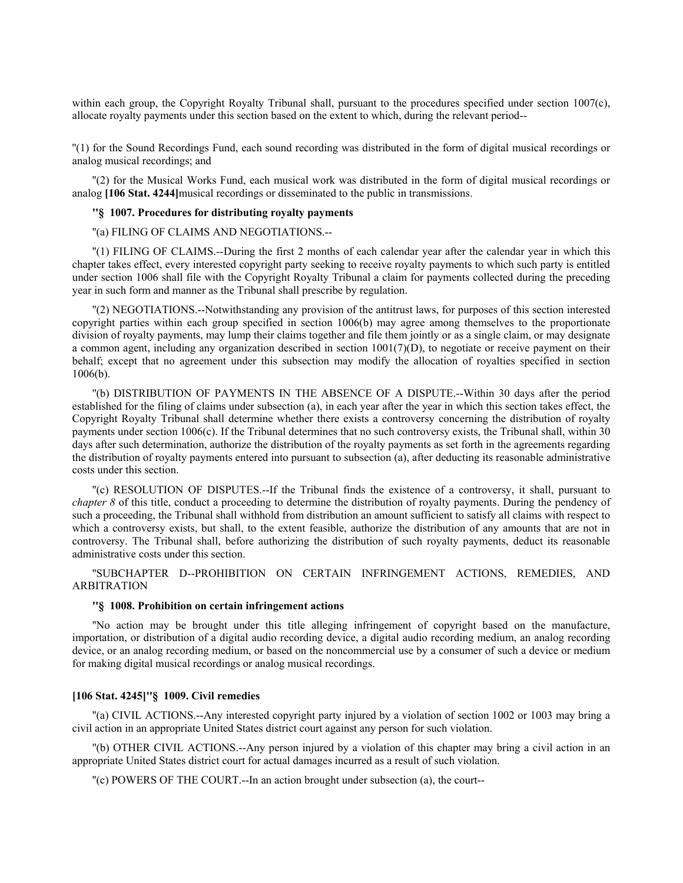within each group, the Copyright Royalty Tribunal shall, pursuant to the procedures specified under section 1007(c), allocate royalty payments under this section based on the extent to which, during the relevant period--

''(1) for the Sound Recordings Fund, each sound recording was distributed in the form of digital musical recordings or analog musical recordings; and

''(2) for the Musical Works Fund, each musical work was distributed in the form of digital musical recordings or analog **[106 Stat. 4244]**musical recordings or disseminated to the public in transmissions.

**''§ 1007. Procedures for distributing royalty payments**

''(a) FILING OF CLAIMS AND NEGOTIATIONS.--

''(1) FILING OF CLAIMS.--During the first 2 months of each calendar year after the calendar year in which this chapter takes effect, every interested copyright party seeking to receive royalty payments to which such party is entitled under section 1006 shall file with the Copyright Royalty Tribunal a claim for payments collected during the preceding year in such form and manner as the Tribunal shall prescribe by regulation.

''(2) NEGOTIATIONS.--Notwithstanding any provision of the antitrust laws, for purposes of this section interested copyright parties within each group specified in section 1006(b) may agree among themselves to the proportionate division of royalty payments, may lump their claims together and file them jointly or as a single claim, or may designate a common agent, including any organization described in section 1001(7)(D), to negotiate or receive payment on their behalf; except that no agreement under this subsection may modify the allocation of royalties specified in section 1006(b).

''(b) DISTRIBUTION OF PAYMENTS IN THE ABSENCE OF A DISPUTE.--Within 30 days after the period established for the filing of claims under subsection (a), in each year after the year in which this section takes effect, the Copyright Royalty Tribunal shall determine whether there exists a controversy concerning the distribution of royalty payments under section 1006(c). If the Tribunal determines that no such controversy exists, the Tribunal shall, within 30 days after such determination, authorize the distribution of the royalty payments as set forth in the agreements regarding the distribution of royalty payments entered into pursuant to subsection (a), after deducting its reasonable administrative costs under this section.

''(c) RESOLUTION OF DISPUTES.--If the Tribunal finds the existence of a controversy, it shall, pursuant to *chapter 8* of this title, conduct a proceeding to determine the distribution of royalty payments. During the pendency of such a proceeding, the Tribunal shall withhold from distribution an amount sufficient to satisfy all claims with respect to which a controversy exists, but shall, to the extent feasible, authorize the distribution of any amounts that are not in controversy. The Tribunal shall, before authorizing the distribution of such royalty payments, deduct its reasonable administrative costs under this section.

''SUBCHAPTER D--PROHIBITION ON CERTAIN INFRINGEMENT ACTIONS, REMEDIES, AND ARBITRATION

**''§ 1008. Prohibition on certain infringement actions**

''No action may be brought under this title alleging infringement of copyright based on the manufacture, importation, or distribution of a digital audio recording device, a digital audio recording medium, an analog recording device, or an analog recording medium, or based on the noncommercial use by a consumer of such a device or medium for making digital musical recordings or analog musical recordings.

**[106 Stat. 4245]''§ 1009. Civil remedies**

''(a) CIVIL ACTIONS.--Any interested copyright party injured by a violation of section 1002 or 1003 may bring a civil action in an appropriate United States district court against any person for such violation.

''(b) OTHER CIVIL ACTIONS.--Any person injured by a violation of this chapter may bring a civil action in an appropriate United States district court for actual damages incurred as a result of such violation.

''(c) POWERS OF THE COURT.--In an action brought under subsection (a), the court--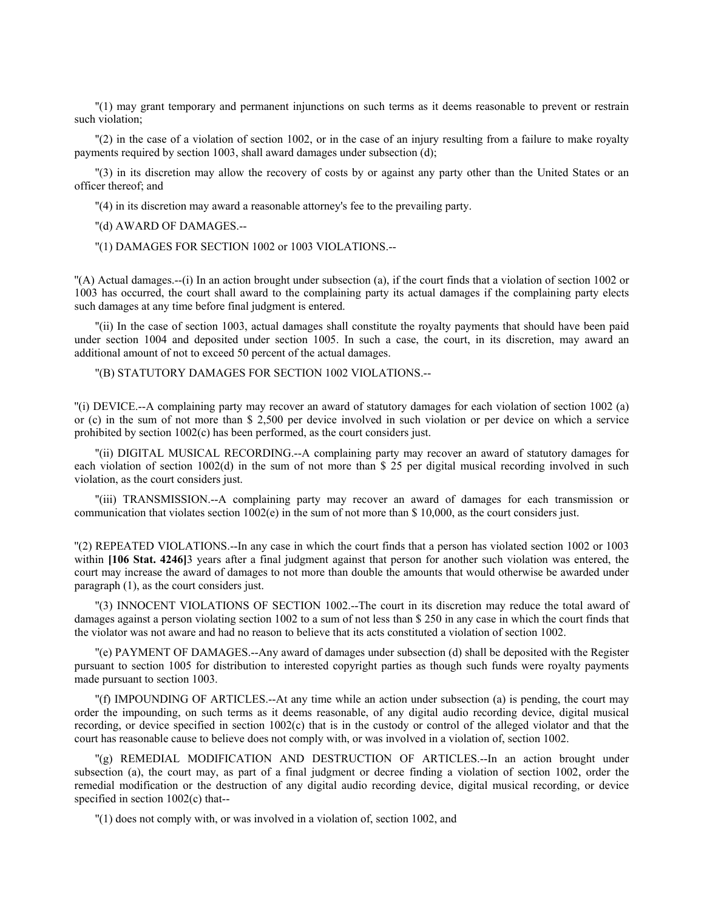"(1) may grant temporary and permanent injunctions on such terms as it deems reasonable to prevent or restrain such violation;

"(2) in the case of a violation of section 1002, or in the case of an injury resulting from a failure to make royalty payments required by section 1003, shall award damages under subsection (d);

"(3) in its discretion may allow the recovery of costs by or against any party other than the United States or an officer thereof; and

"(4) in its discretion may award a reasonable attorney's fee to the prevailing party.

"(d) AWARD OF DAMAGES.--

"(1) DAMAGES FOR SECTION 1002 or 1003 VIOLATIONS.--

"(A) Actual damages.--(i) In an action brought under subsection (a), if the court finds that a violation of section 1002 or 1003 has occurred, the court shall award to the complaining party its actual damages if the complaining party elects such damages at any time before final judgment is entered.

"(ii) In the case of section 1003, actual damages shall constitute the royalty payments that should have been paid under section 1004 and deposited under section 1005. In such a case, the court, in its discretion, may award an additional amount of not to exceed 50 percent of the actual damages.

"(B) STATUTORY DAMAGES FOR SECTION 1002 VIOLATIONS.--

"(i) DEVICE.--A complaining party may recover an award of statutory damages for each violation of section 1002 (a) or (c) in the sum of not more than $ 2,500 per device involved in such violation or per device on which a service prohibited by section 1002(c) has been performed, as the court considers just.

"(ii) DIGITAL MUSICAL RECORDING.--A complaining party may recover an award of statutory damages for each violation of section 1002(d) in the sum of not more than $ 25 per digital musical recording involved in such violation, as the court considers just.

"(iii) TRANSMISSION.--A complaining party may recover an award of damages for each transmission or communication that violates section 1002(e) in the sum of not more than $ 10,000, as the court considers just.

"(2) REPEATED VIOLATIONS.--In any case in which the court finds that a person has violated section 1002 or 1003 within **[106 Stat. 4246]**3 years after a final judgment against that person for another such violation was entered, the court may increase the award of damages to not more than double the amounts that would otherwise be awarded under paragraph (1), as the court considers just.

"(3) INNOCENT VIOLATIONS OF SECTION 1002.--The court in its discretion may reduce the total award of damages against a person violating section 1002 to a sum of not less than $ 250 in any case in which the court finds that the violator was not aware and had no reason to believe that its acts constituted a violation of section 1002.

"(e) PAYMENT OF DAMAGES.--Any award of damages under subsection (d) shall be deposited with the Register pursuant to section 1005 for distribution to interested copyright parties as though such funds were royalty payments made pursuant to section 1003.

"(f) IMPOUNDING OF ARTICLES.--At any time while an action under subsection (a) is pending, the court may order the impounding, on such terms as it deems reasonable, of any digital audio recording device, digital musical recording, or device specified in section 1002(c) that is in the custody or control of the alleged violator and that the court has reasonable cause to believe does not comply with, or was involved in a violation of, section 1002.

"(g) REMEDIAL MODIFICATION AND DESTRUCTION OF ARTICLES.--In an action brought under subsection (a), the court may, as part of a final judgment or decree finding a violation of section 1002, order the remedial modification or the destruction of any digital audio recording device, digital musical recording, or device specified in section 1002(c) that--

"(1) does not comply with, or was involved in a violation of, section 1002, and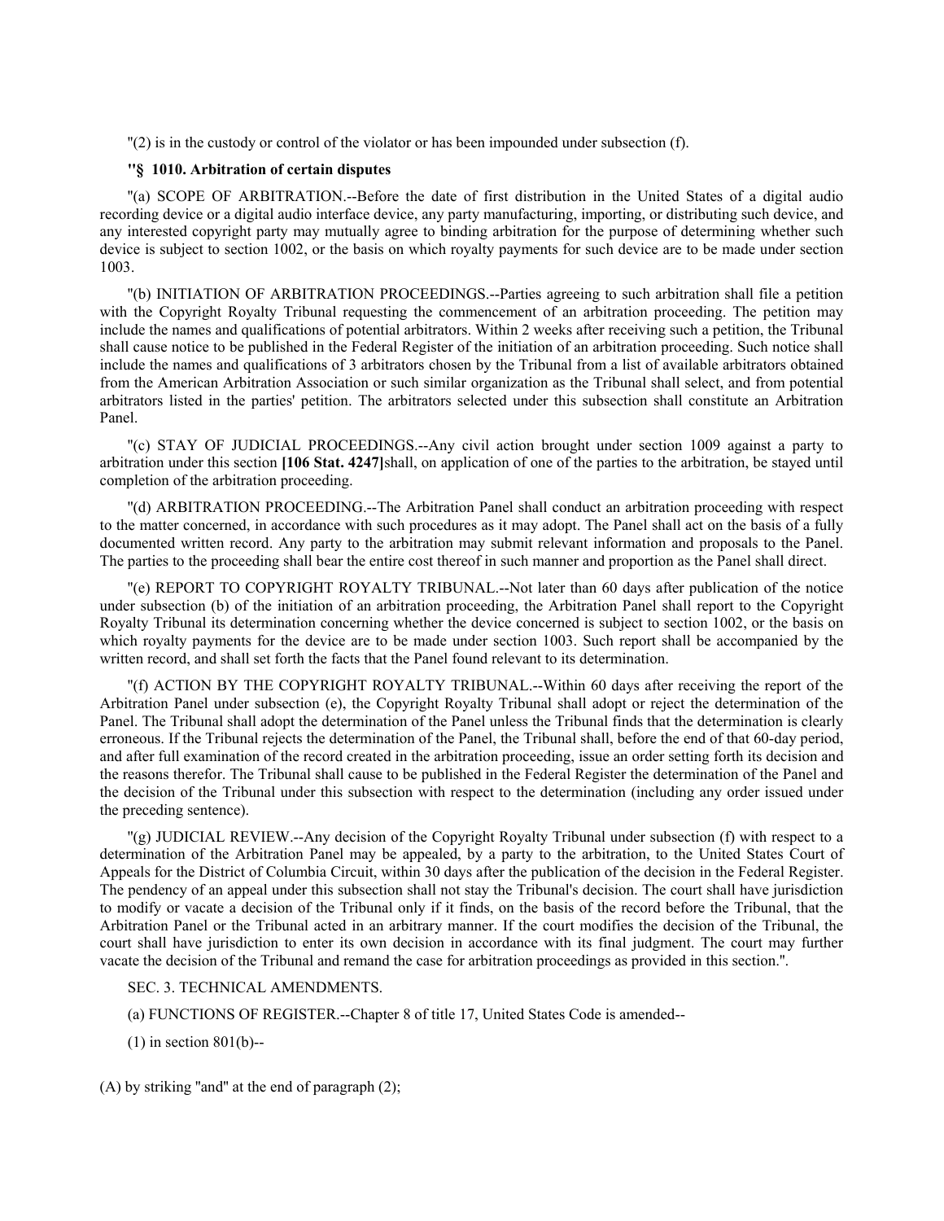"(2) is in the custody or control of the violator or has been impounded under subsection (f).

**"§ 1010. Arbitration of certain disputes**

"(a) SCOPE OF ARBITRATION.--Before the date of first distribution in the United States of a digital audio recording device or a digital audio interface device, any party manufacturing, importing, or distributing such device, and any interested copyright party may mutually agree to binding arbitration for the purpose of determining whether such device is subject to section 1002, or the basis on which royalty payments for such device are to be made under section 1003.

"(b) INITIATION OF ARBITRATION PROCEEDINGS.--Parties agreeing to such arbitration shall file a petition with the Copyright Royalty Tribunal requesting the commencement of an arbitration proceeding. The petition may include the names and qualifications of potential arbitrators. Within 2 weeks after receiving such a petition, the Tribunal shall cause notice to be published in the Federal Register of the initiation of an arbitration proceeding. Such notice shall include the names and qualifications of 3 arbitrators chosen by the Tribunal from a list of available arbitrators obtained from the American Arbitration Association or such similar organization as the Tribunal shall select, and from potential arbitrators listed in the parties' petition. The arbitrators selected under this subsection shall constitute an Arbitration Panel.

"(c) STAY OF JUDICIAL PROCEEDINGS.--Any civil action brought under section 1009 against a party to arbitration under this section **[106 Stat. 4247]**shall, on application of one of the parties to the arbitration, be stayed until completion of the arbitration proceeding.

"(d) ARBITRATION PROCEEDING.--The Arbitration Panel shall conduct an arbitration proceeding with respect to the matter concerned, in accordance with such procedures as it may adopt. The Panel shall act on the basis of a fully documented written record. Any party to the arbitration may submit relevant information and proposals to the Panel. The parties to the proceeding shall bear the entire cost thereof in such manner and proportion as the Panel shall direct.

"(e) REPORT TO COPYRIGHT ROYALTY TRIBUNAL.--Not later than 60 days after publication of the notice under subsection (b) of the initiation of an arbitration proceeding, the Arbitration Panel shall report to the Copyright Royalty Tribunal its determination concerning whether the device concerned is subject to section 1002, or the basis on which royalty payments for the device are to be made under section 1003. Such report shall be accompanied by the written record, and shall set forth the facts that the Panel found relevant to its determination.

"(f) ACTION BY THE COPYRIGHT ROYALTY TRIBUNAL.--Within 60 days after receiving the report of the Arbitration Panel under subsection (e), the Copyright Royalty Tribunal shall adopt or reject the determination of the Panel. The Tribunal shall adopt the determination of the Panel unless the Tribunal finds that the determination is clearly erroneous. If the Tribunal rejects the determination of the Panel, the Tribunal shall, before the end of that 60-day period, and after full examination of the record created in the arbitration proceeding, issue an order setting forth its decision and the reasons therefor. The Tribunal shall cause to be published in the Federal Register the determination of the Panel and the decision of the Tribunal under this subsection with respect to the determination (including any order issued under the preceding sentence).

"(g) JUDICIAL REVIEW.--Any decision of the Copyright Royalty Tribunal under subsection (f) with respect to a determination of the Arbitration Panel may be appealed, by a party to the arbitration, to the United States Court of Appeals for the District of Columbia Circuit, within 30 days after the publication of the decision in the Federal Register. The pendency of an appeal under this subsection shall not stay the Tribunal's decision. The court shall have jurisdiction to modify or vacate a decision of the Tribunal only if it finds, on the basis of the record before the Tribunal, that the Arbitration Panel or the Tribunal acted in an arbitrary manner. If the court modifies the decision of the Tribunal, the court shall have jurisdiction to enter its own decision in accordance with its final judgment. The court may further vacate the decision of the Tribunal and remand the case for arbitration proceedings as provided in this section.".

SEC. 3. TECHNICAL AMENDMENTS.

(a) FUNCTIONS OF REGISTER.--Chapter 8 of title 17, United States Code is amended--

(1) in section 801(b)--

(A) by striking "and" at the end of paragraph (2);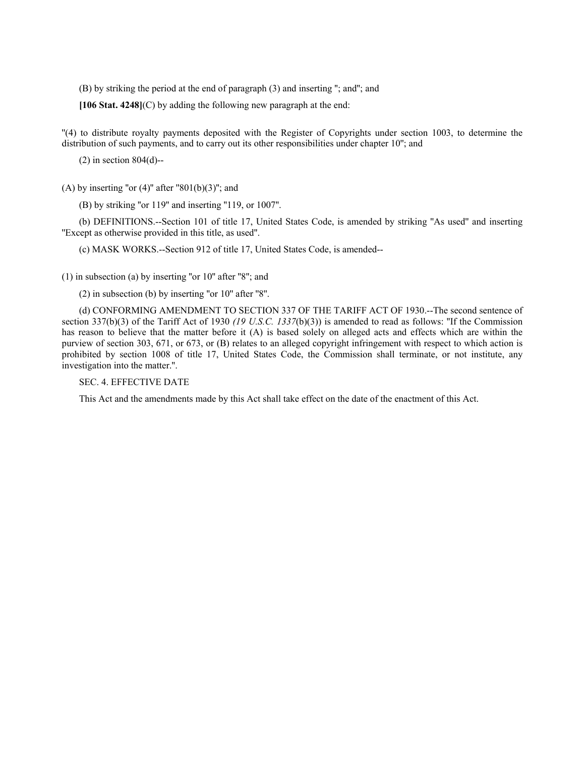(B) by striking the period at the end of paragraph (3) and inserting "; and"; and

**[106 Stat. 4248]**(C) by adding the following new paragraph at the end:

"(4) to distribute royalty payments deposited with the Register of Copyrights under section 1003, to determine the distribution of such payments, and to carry out its other responsibilities under chapter 10"; and

(2) in section 804(d)--

(A) by inserting "or (4)" after "801(b)(3)"; and

(B) by striking "or 119" and inserting "119, or 1007".

(b) DEFINITIONS.--Section 101 of title 17, United States Code, is amended by striking "As used" and inserting "Except as otherwise provided in this title, as used".

(c) MASK WORKS.--Section 912 of title 17, United States Code, is amended--

(1) in subsection (a) by inserting "or 10" after "8"; and

(2) in subsection (b) by inserting "or 10" after "8".

(d) CONFORMING AMENDMENT TO SECTION 337 OF THE TARIFF ACT OF 1930.--The second sentence of section 337(b)(3) of the Tariff Act of 1930 *(19 U.S.C. 1337*(b)(3)) is amended to read as follows: "If the Commission has reason to believe that the matter before it (A) is based solely on alleged acts and effects which are within the purview of section 303, 671, or 673, or (B) relates to an alleged copyright infringement with respect to which action is prohibited by section 1008 of title 17, United States Code, the Commission shall terminate, or not institute, any investigation into the matter.".

SEC. 4. EFFECTIVE DATE

This Act and the amendments made by this Act shall take effect on the date of the enactment of this Act.